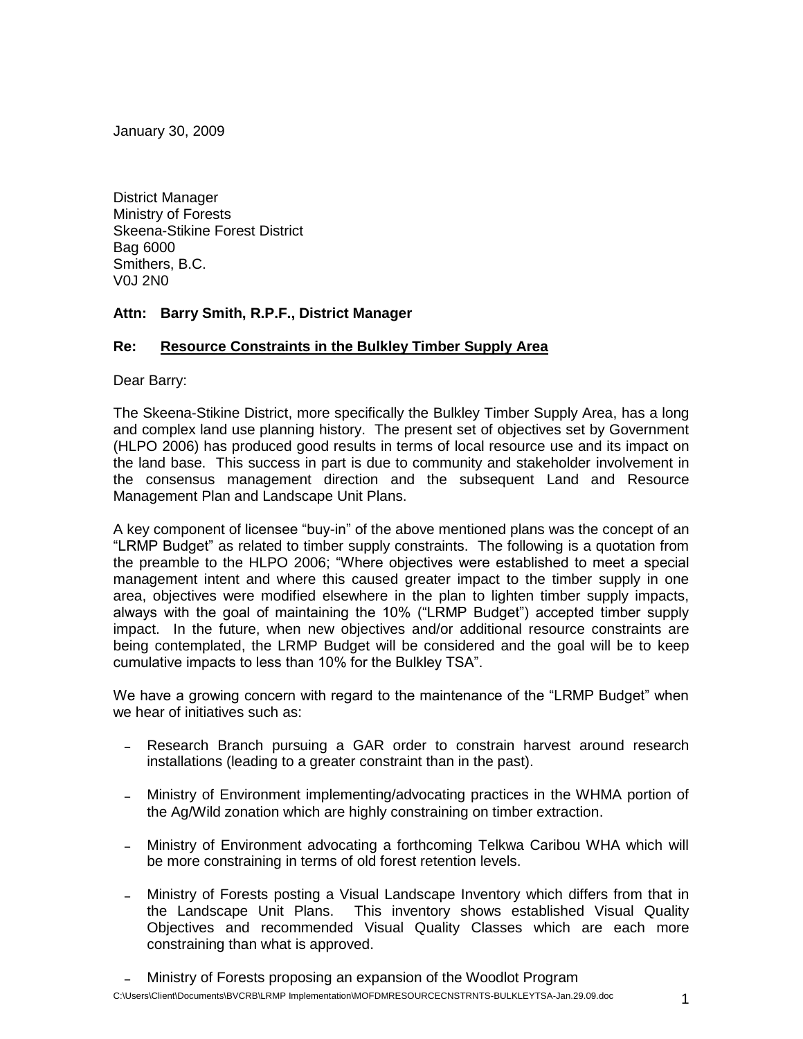January 30, 2009

District Manager
Ministry of Forests
Skeena-Stikine Forest District
Bag 6000
Smithers, B.C.
V0J 2N0

**Attn: Barry Smith, R.P.F., District Manager**

**Re: Resource Constraints in the Bulkley Timber Supply Area**

Dear Barry:

The Skeena-Stikine District, more specifically the Bulkley Timber Supply Area, has a long and complex land use planning history. The present set of objectives set by Government (HLPO 2006) has produced good results in terms of local resource use and its impact on the land base. This success in part is due to community and stakeholder involvement in the consensus management direction and the subsequent Land and Resource Management Plan and Landscape Unit Plans.

A key component of licensee "buy-in" of the above mentioned plans was the concept of an "LRMP Budget" as related to timber supply constraints. The following is a quotation from the preamble to the HLPO 2006; "Where objectives were established to meet a special management intent and where this caused greater impact to the timber supply in one area, objectives were modified elsewhere in the plan to lighten timber supply impacts, always with the goal of maintaining the 10% ("LRMP Budget") accepted timber supply impact. In the future, when new objectives and/or additional resource constraints are being contemplated, the LRMP Budget will be considered and the goal will be to keep cumulative impacts to less than 10% for the Bulkley TSA".

We have a growing concern with regard to the maintenance of the "LRMP Budget" when we hear of initiatives such as:

- Research Branch pursuing a GAR order to constrain harvest around research installations (leading to a greater constraint than in the past).
- Ministry of Environment implementing/advocating practices in the WHMA portion of the Ag/Wild zonation which are highly constraining on timber extraction.
- Ministry of Environment advocating a forthcoming Telkwa Caribou WHA which will be more constraining in terms of old forest retention levels.
- Ministry of Forests posting a Visual Landscape Inventory which differs from that in the Landscape Unit Plans. This inventory shows established Visual Quality Objectives and recommended Visual Quality Classes which are each more constraining than what is approved.
- Ministry of Forests proposing an expansion of the Woodlot Program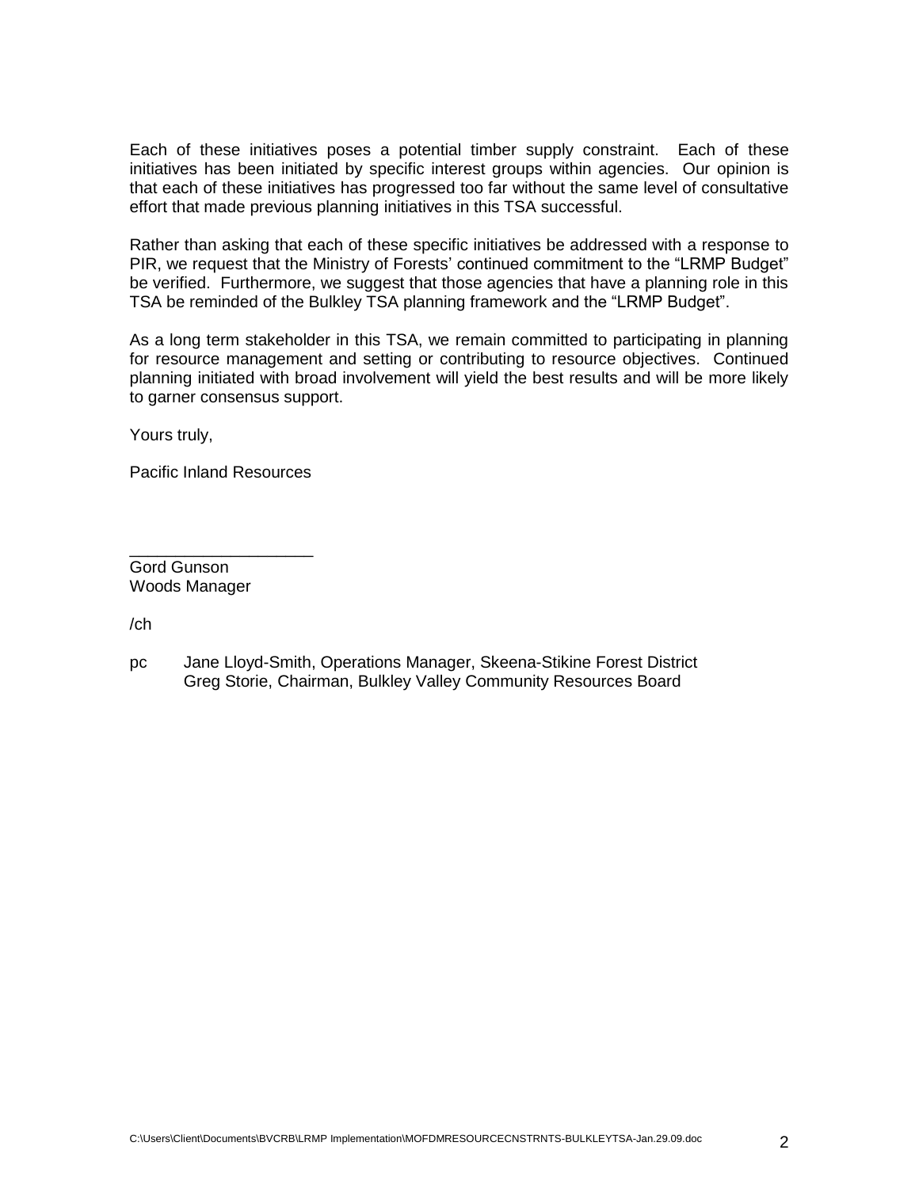Each of these initiatives poses a potential timber supply constraint. Each of these initiatives has been initiated by specific interest groups within agencies. Our opinion is that each of these initiatives has progressed too far without the same level of consultative effort that made previous planning initiatives in this TSA successful.

Rather than asking that each of these specific initiatives be addressed with a response to PIR, we request that the Ministry of Forests' continued commitment to the "LRMP Budget" be verified. Furthermore, we suggest that those agencies that have a planning role in this TSA be reminded of the Bulkley TSA planning framework and the "LRMP Budget".

As a long term stakeholder in this TSA, we remain committed to participating in planning for resource management and setting or contributing to resource objectives. Continued planning initiated with broad involvement will yield the best results and will be more likely to garner consensus support.

Yours truly,

Pacific Inland Resources

\_\_\_\_\_\_\_\_\_\_\_\_\_\_\_\_\_\_\_\_

Gord Gunson
Woods Manager

/ch

pc Jane Lloyd-Smith, Operations Manager, Skeena-Stikine Forest District
Greg Storie, Chairman, Bulkley Valley Community Resources Board

C:\Users\Client\Documents\BVCRB\LRMP Implementation\MOFDMRESOURCECNSTRNTS-BULKLEYTSA-Jan.29.09.doc